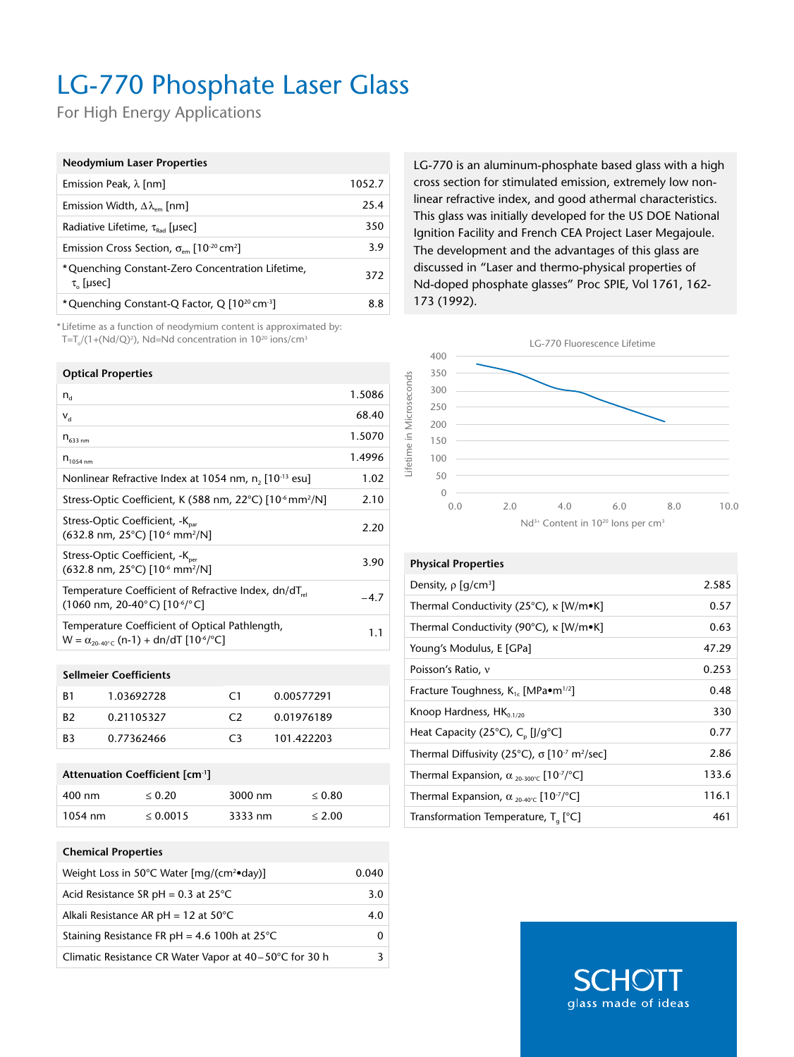# LG-770 Phosphate Laser Glass

For High Energy Applications

| Neodymium Laser Properties | |
|---|---|
| Emission Peak, $\lambda$ [nm] | 1052.7 |
| Emission Width, $\Delta\lambda_{em}$ [nm] | 25.4 |
| Radiative Lifetime, $\tau_{Rad}$ [μsec] | 350 |
| Emission Cross Section, $\sigma_{em}$ [$10^{-20}$ cm$^2$] | 3.9 |
| *Quenching Constant-Zero Concentration Lifetime, $\tau_o$ [μsec] | 372 |
| *Quenching Constant-Q Factor, Q [$10^{20}$ cm$^{-3}$] | 8.8 |

*Lifetime as a function of neodymium content is approximated by: $T=T_o/(1+(Nd/Q)^2)$, Nd=Nd concentration in $10^{20}$ ions/cm$^3$

| Optical Properties | |
|---|---|
| $n_d$ | 1.5086 |
| $v_d$ | 68.40 |
| $n_{633\,nm}$ | 1.5070 |
| $n_{1054\,nm}$ | 1.4996 |
| Nonlinear Refractive Index at 1054 nm, $n_2$ [$10^{-13}$ esu] | 1.02 |
| Stress-Optic Coefficient, K (588 nm, 22°C) [$10^{-6}$ mm$^2$/N] | 2.10 |
| Stress-Optic Coefficient, $-K_{par}$ (632.8 nm, 25°C) [$10^{-6}$ mm$^2$/N] | 2.20 |
| Stress-Optic Coefficient, $-K_{per}$ (632.8 nm, 25°C) [$10^{-6}$ mm$^2$/N] | 3.90 |
| Temperature Coefficient of Refractive Index, $dn/dT_{rel}$ (1060 nm, 20-40°C) [$10^{-6}$/°C] | −4.7 |
| Temperature Coefficient of Optical Pathlength, $W = \alpha_{20\text{-}40°C}(n\text{-}1) + dn/dT$ [$10^{-6}$/°C] | 1.1 |

| Sellmeier Coefficients | | | |
|---|---|---|---|
| B1 | 1.03692728 | C1 | 0.00577291 |
| B2 | 0.21105327 | C2 | 0.01976189 |
| B3 | 0.77362466 | C3 | 101.422203 |

| Attenuation Coefficient [cm$^{-1}$] | | | |
|---|---|---|---|
| 400 nm | ≤ 0.20 | 3000 nm | ≤ 0.80 |
| 1054 nm | ≤ 0.0015 | 3333 nm | ≤ 2.00 |

| Chemical Properties | |
|---|---|
| Weight Loss in 50°C Water [mg/(cm$^2$•day)] | 0.040 |
| Acid Resistance SR pH = 0.3 at 25°C | 3.0 |
| Alkali Resistance AR pH = 12 at 50°C | 4.0 |
| Staining Resistance FR pH = 4.6 100h at 25°C | 0 |
| Climatic Resistance CR Water Vapor at 40–50°C for 30 h | 3 |

LG-770 is an aluminum-phosphate based glass with a high cross section for stimulated emission, extremely low non-linear refractive index, and good athermal characteristics. This glass was initially developed for the US DOE National Ignition Facility and French CEA Project Laser Megajoule. The development and the advantages of this glass are discussed in "Laser and thermo-physical properties of Nd-doped phosphate glasses" Proc SPIE, Vol 1761, 162-173 (1992).

LG-770 Fluorescence Lifetime

(Chart: Lifetime in Microseconds (0–400) vs. $Nd^{3+}$ Content in $10^{20}$ Ions per cm$^3$ (0.0–10.0))

| Physical Properties | |
|---|---|
| Density, $\rho$ [g/cm$^3$] | 2.585 |
| Thermal Conductivity (25°C), $\kappa$ [W/m•K] | 0.57 |
| Thermal Conductivity (90°C), $\kappa$ [W/m•K] | 0.63 |
| Young's Modulus, E [GPa] | 47.29 |
| Poisson's Ratio, $\nu$ | 0.253 |
| Fracture Toughness, $K_{1c}$ [MPa•m$^{1/2}$] | 0.48 |
| Knoop Hardness, $HK_{0.1/20}$ | 330 |
| Heat Capacity (25°C), $C_p$ [J/g°C] | 0.77 |
| Thermal Diffusivity (25°C), $\sigma$ [$10^{-7}$ m$^2$/sec] | 2.86 |
| Thermal Expansion, $\alpha_{20\text{-}300°C}$ [$10^{-7}$/°C] | 133.6 |
| Thermal Expansion, $\alpha_{20\text{-}40°C}$ [$10^{-7}$/°C] | 116.1 |
| Transformation Temperature, $T_g$ [°C] | 461 |

SCHOTT
glass made of ideas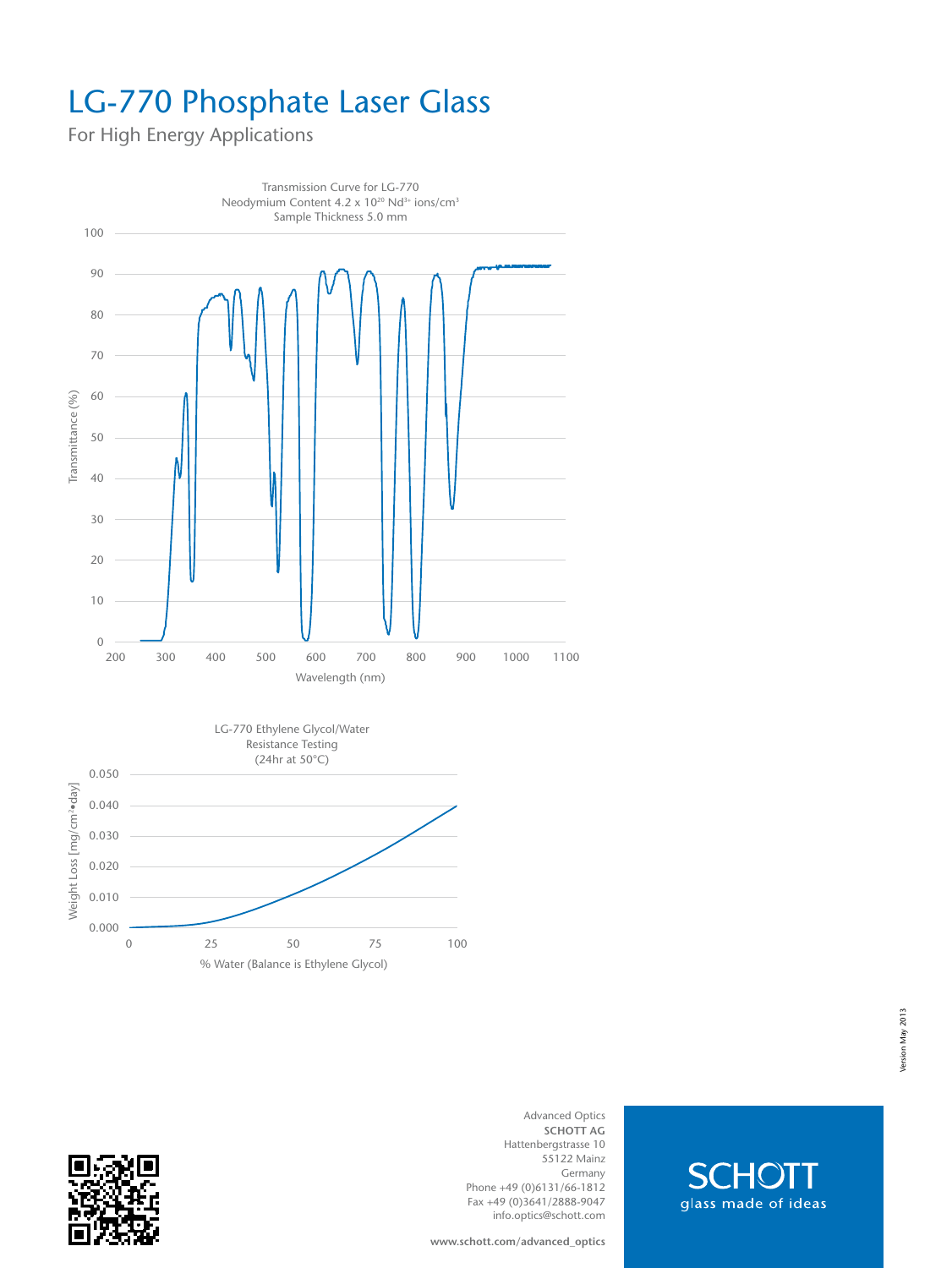# LG-770 Phosphate Laser Glass

For High Energy Applications

Transmission Curve for LG-770
Neodymium Content 4.2 x $10^{20}$ $Nd^{3+}$ ions/$cm^3$
Sample Thickness 5.0 mm

Transmittance (%)

100
90
80
70
60
50
40
30
20
10
0

200 300 400 500 600 700 800 900 1000 1100

Wavelength (nm)

LG-770 Ethylene Glycol/Water
Resistance Testing
(24hr at 50°C)

Weight Loss [mg/$cm^2$•day]

0.050
0.040
0.030
0.020
0.010
0.000

0 25 50 75 100

% Water (Balance is Ethylene Glycol)

Version May 2013

Advanced Optics
**SCHOTT AG**
Hattenbergstrasse 10
55122 Mainz
Germany
Phone +49 (0)6131/66-1812
Fax +49 (0)3641/2888-9047
info.optics@schott.com

**www.schott.com/advanced_optics**

SCHOTT
glass made of ideas